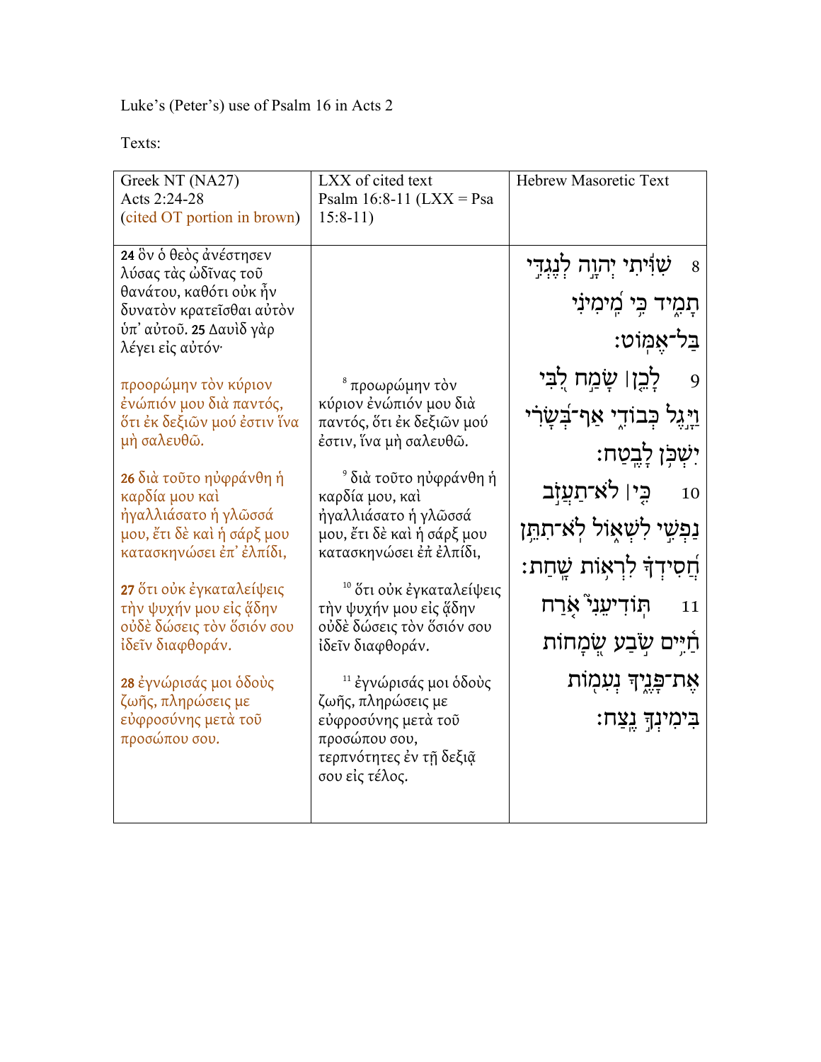Luke's (Peter's) use of Psalm 16 in Acts 2

Texts:

| Greek NT (NA27) Acts 2:24-28 (cited OT portion in brown) | LXX of cited text Psalm 16:8-11 (LXX = Psa 15:8-11) | Hebrew Masoretic Text |
|---|---|---|
| **24** ὃν ὁ θεὸς ἀνέστησεν λύσας τὰς ὠδῖνας τοῦ θανάτου, καθότι οὐκ ἦν δυνατὸν κρατεῖσθαι αὐτὸν ὑπ᾽ αὐτοῦ. **25** Δαυὶδ γὰρ λέγει εἰς αὐτόν· | | 8 שִׁוִּ֬יתִי יְהוָ֣ה לְנֶגְדִּ֣י תָמִ֑יד כִּ֥י מִֽ֝ימִינִ֗י בַּל־אֶמּֽוֹט׃ |
| προορώμην τὸν κύριον ἐνώπιόν μου διὰ παντός, ὅτι ἐκ δεξιῶν μού ἐστιν ἵνα μὴ σαλευθῶ. | [8] προωρώμην τὸν κύριον ἐνώπιόν μου διὰ παντός, ὅτι ἐκ δεξιῶν μού ἐστιν, ἵνα μὴ σαλευθῶ. | 9 לָכֵ֤ן ׀ שָׂמַ֣ח לִ֭בִּי וַיָּ֣גֶל כְּבוֹדִ֑י אַף־בְּ֝שָׂרִ֗י יִשְׁכֹּ֥ן לָבֶֽטַח׃ |
| **26** διὰ τοῦτο ηὐφράνθη ἡ καρδία μου καὶ ἠγαλλιάσατο ἡ γλῶσσά μου, ἔτι δὲ καὶ ἡ σάρξ μου κατασκηνώσει ἐπ᾽ ἐλπίδι, | [9] διὰ τοῦτο ηὐφράνθη ἡ καρδία μου, καὶ ἠγαλλιάσατο ἡ γλῶσσά μου, ἔτι δὲ καὶ ἡ σάρξ μου κατασκηνώσει ἐπ᾽ ἐλπίδι, | 10 כִּ֤י ׀ לֹא־תַעֲזֹ֣ב נַפְשִׁ֣י לִשְׁא֑וֹל לֹֽא־תִתֵּ֥ן חֲ֝סִידְךָ֗ לִרְא֥וֹת שָֽׁחַת׃ |
| **27** ὅτι οὐκ ἐγκαταλείψεις τὴν ψυχήν μου εἰς ᾅδην οὐδὲ δώσεις τὸν ὅσιόν σου ἰδεῖν διαφθοράν. | [10] ὅτι οὐκ ἐγκαταλείψεις τὴν ψυχήν μου εἰς ᾅδην οὐδὲ δώσεις τὸν ὅσιόν σου ἰδεῖν διαφθοράν. | 11 תּֽוֹדִיעֵנִי֮ אֹ֤רַח חַ֫יִּ֥ים שֹׂ֣בַע שְׂ֭מָחוֹת אֶת־פָּנֶ֑יךָ נְעִמ֖וֹת בִּימִינְךָ֣ נֶֽצַח׃ |
| **28** ἐγνώρισάς μοι ὁδοὺς ζωῆς, πληρώσεις με εὐφροσύνης μετὰ τοῦ προσώπου σου. | [11] ἐγνώρισάς μοι ὁδοὺς ζωῆς, πληρώσεις με εὐφροσύνης μετὰ τοῦ προσώπου σου, τερπνότητες ἐν τῇ δεξιᾷ σου εἰς τέλος. | |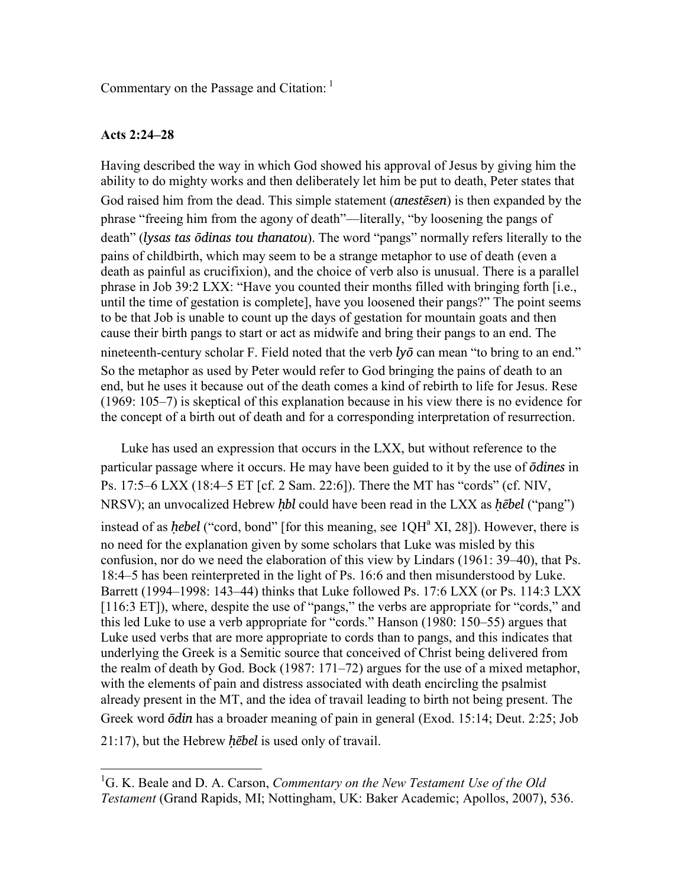Commentary on the Passage and Citation: [1]

### Acts 2:24–28

Having described the way in which God showed his approval of Jesus by giving him the ability to do mighty works and then deliberately let him be put to death, Peter states that God raised him from the dead. This simple statement (*anestēsen*) is then expanded by the phrase "freeing him from the agony of death"—literally, "by loosening the pangs of death" (*lysas tas ōdinas tou thanatou*). The word "pangs" normally refers literally to the pains of childbirth, which may seem to be a strange metaphor to use of death (even a death as painful as crucifixion), and the choice of verb also is unusual. There is a parallel phrase in Job 39:2 LXX: "Have you counted their months filled with bringing forth [i.e., until the time of gestation is complete], have you loosened their pangs?" The point seems to be that Job is unable to count up the days of gestation for mountain goats and then cause their birth pangs to start or act as midwife and bring their pangs to an end. The nineteenth-century scholar F. Field noted that the verb *lyō* can mean "to bring to an end." So the metaphor as used by Peter would refer to God bringing the pains of death to an end, but he uses it because out of the death comes a kind of rebirth to life for Jesus. Rese (1969: 105–7) is skeptical of this explanation because in his view there is no evidence for the concept of a birth out of death and for a corresponding interpretation of resurrection.

Luke has used an expression that occurs in the LXX, but without reference to the particular passage where it occurs. He may have been guided to it by the use of *ōdines* in Ps. 17:5–6 LXX (18:4–5 ET [cf. 2 Sam. 22:6]). There the MT has "cords" (cf. NIV, NRSV); an unvocalized Hebrew *ḥbl* could have been read in the LXX as *ḥēbel* ("pang") instead of as *ḥebel* ("cord, bond" [for this meaning, see 1QH[a] XI, 28]). However, there is no need for the explanation given by some scholars that Luke was misled by this confusion, nor do we need the elaboration of this view by Lindars (1961: 39–40), that Ps. 18:4–5 has been reinterpreted in the light of Ps. 16:6 and then misunderstood by Luke. Barrett (1994–1998: 143–44) thinks that Luke followed Ps. 17:6 LXX (or Ps. 114:3 LXX [116:3 ET]), where, despite the use of "pangs," the verbs are appropriate for "cords," and this led Luke to use a verb appropriate for "cords." Hanson (1980: 150–55) argues that Luke used verbs that are more appropriate to cords than to pangs, and this indicates that underlying the Greek is a Semitic source that conceived of Christ being delivered from the realm of death by God. Bock (1987: 171–72) argues for the use of a mixed metaphor, with the elements of pain and distress associated with death encircling the psalmist already present in the MT, and the idea of travail leading to birth not being present. The Greek word *ōdin* has a broader meaning of pain in general (Exod. 15:14; Deut. 2:25; Job 21:17), but the Hebrew *ḥēbel* is used only of travail.

---

[1] G. K. Beale and D. A. Carson, *Commentary on the New Testament Use of the Old Testament* (Grand Rapids, MI; Nottingham, UK: Baker Academic; Apollos, 2007), 536.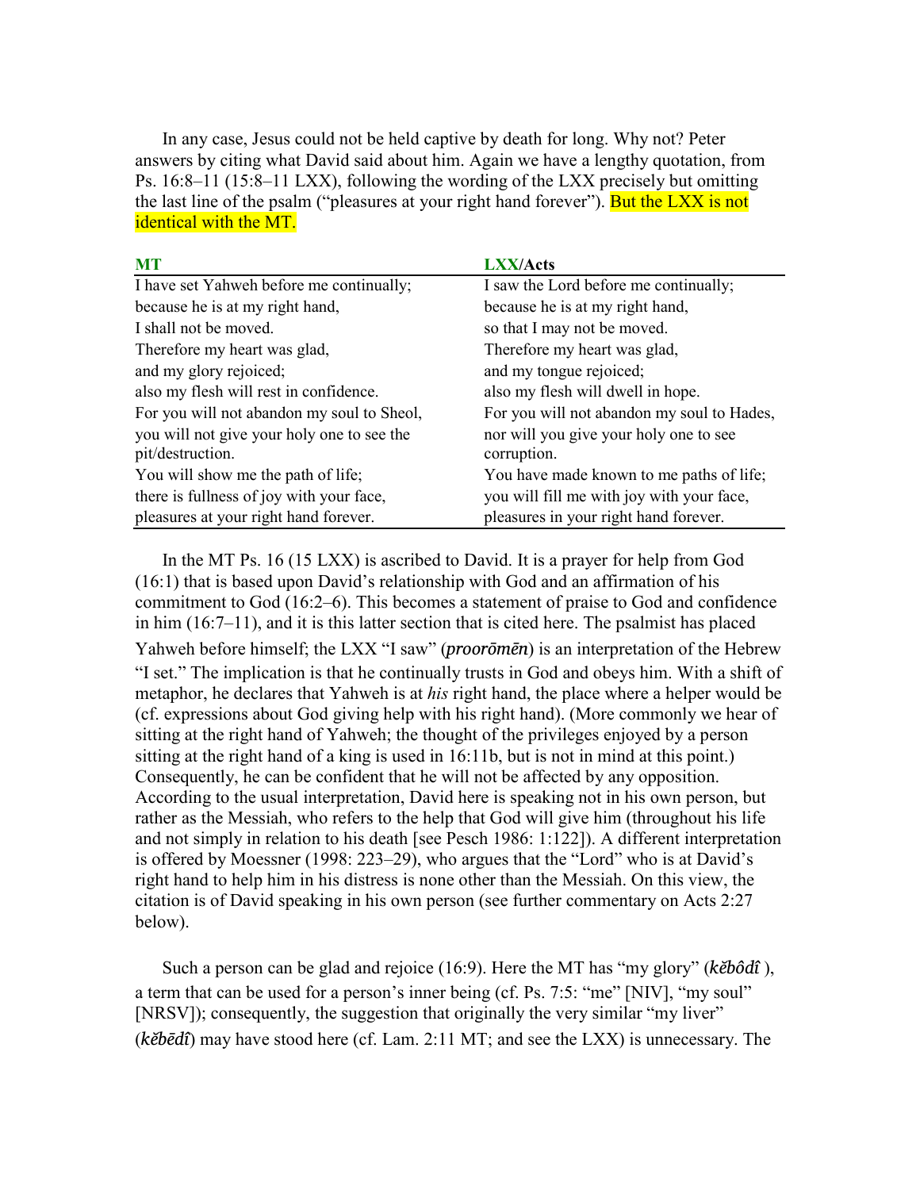In any case, Jesus could not be held captive by death for long. Why not? Peter answers by citing what David said about him. Again we have a lengthy quotation, from Ps. 16:8–11 (15:8–11 LXX), following the wording of the LXX precisely but omitting the last line of the psalm ("pleasures at your right hand forever"). But the LXX is not identical with the MT.

| MT | LXX/Acts |
|---|---|
| I have set Yahweh before me continually; | I saw the Lord before me continually; |
| because he is at my right hand, | because he is at my right hand, |
| I shall not be moved. | so that I may not be moved. |
| Therefore my heart was glad, | Therefore my heart was glad, |
| and my glory rejoiced; | and my tongue rejoiced; |
| also my flesh will rest in confidence. | also my flesh will dwell in hope. |
| For you will not abandon my soul to Sheol, | For you will not abandon my soul to Hades, |
| you will not give your holy one to see the pit/destruction. | nor will you give your holy one to see corruption. |
| You will show me the path of life; | You have made known to me paths of life; |
| there is fullness of joy with your face, | you will fill me with joy with your face, |
| pleasures at your right hand forever. | pleasures in your right hand forever. |

In the MT Ps. 16 (15 LXX) is ascribed to David. It is a prayer for help from God (16:1) that is based upon David's relationship with God and an affirmation of his commitment to God (16:2–6). This becomes a statement of praise to God and confidence in him (16:7–11), and it is this latter section that is cited here. The psalmist has placed Yahweh before himself; the LXX "I saw" (*proorōmēn*) is an interpretation of the Hebrew "I set." The implication is that he continually trusts in God and obeys him. With a shift of metaphor, he declares that Yahweh is at *his* right hand, the place where a helper would be (cf. expressions about God giving help with his right hand). (More commonly we hear of sitting at the right hand of Yahweh; the thought of the privileges enjoyed by a person sitting at the right hand of a king is used in 16:11b, but is not in mind at this point.) Consequently, he can be confident that he will not be affected by any opposition. According to the usual interpretation, David here is speaking not in his own person, but rather as the Messiah, who refers to the help that God will give him (throughout his life and not simply in relation to his death [see Pesch 1986: 1:122]). A different interpretation is offered by Moessner (1998: 223–29), who argues that the "Lord" who is at David's right hand to help him in his distress is none other than the Messiah. On this view, the citation is of David speaking in his own person (see further commentary on Acts 2:27 below).

Such a person can be glad and rejoice (16:9). Here the MT has "my glory" (*kěbôdî* ), a term that can be used for a person's inner being (cf. Ps. 7:5: "me" [NIV], "my soul" [NRSV]); consequently, the suggestion that originally the very similar "my liver" (*kěbēdî*) may have stood here (cf. Lam. 2:11 MT; and see the LXX) is unnecessary. The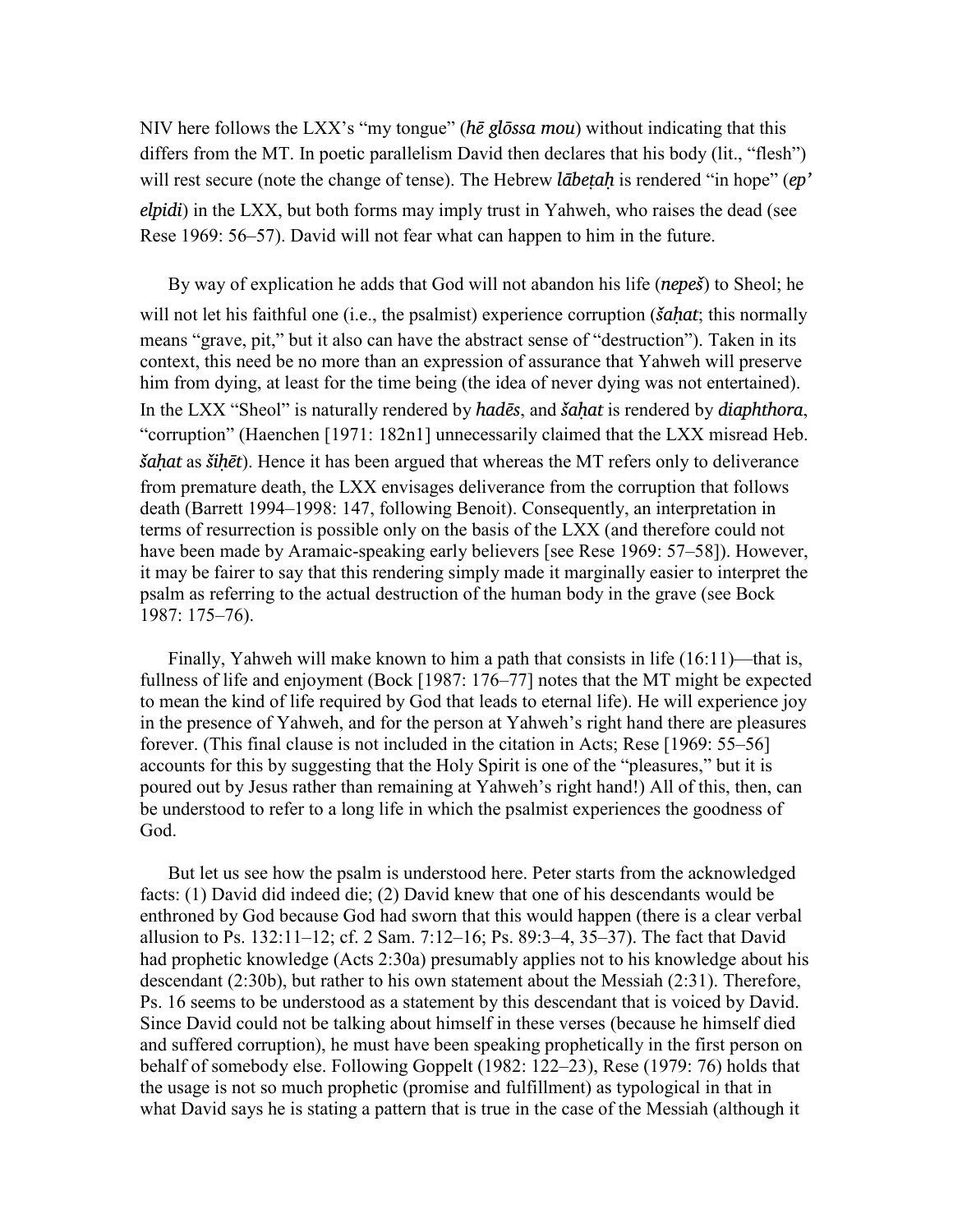NIV here follows the LXX's "my tongue" (*hē glōssa mou*) without indicating that this differs from the MT. In poetic parallelism David then declares that his body (lit., "flesh") will rest secure (note the change of tense). The Hebrew *lābeṭaḥ* is rendered "in hope" (*ep' elpidi*) in the LXX, but both forms may imply trust in Yahweh, who raises the dead (see Rese 1969: 56–57). David will not fear what can happen to him in the future.

By way of explication he adds that God will not abandon his life (*nepeš*) to Sheol; he will not let his faithful one (i.e., the psalmist) experience corruption (*šaḥat*; this normally means "grave, pit," but it also can have the abstract sense of "destruction"). Taken in its context, this need be no more than an expression of assurance that Yahweh will preserve him from dying, at least for the time being (the idea of never dying was not entertained). In the LXX "Sheol" is naturally rendered by *hadēs*, and *šaḥat* is rendered by *diaphthora*, "corruption" (Haenchen [1971: 182n1] unnecessarily claimed that the LXX misread Heb. *šaḥat* as *šiḥēt*). Hence it has been argued that whereas the MT refers only to deliverance from premature death, the LXX envisages deliverance from the corruption that follows death (Barrett 1994–1998: 147, following Benoit). Consequently, an interpretation in terms of resurrection is possible only on the basis of the LXX (and therefore could not have been made by Aramaic-speaking early believers [see Rese 1969: 57–58]). However, it may be fairer to say that this rendering simply made it marginally easier to interpret the psalm as referring to the actual destruction of the human body in the grave (see Bock 1987: 175–76).

Finally, Yahweh will make known to him a path that consists in life (16:11)—that is, fullness of life and enjoyment (Bock [1987: 176–77] notes that the MT might be expected to mean the kind of life required by God that leads to eternal life). He will experience joy in the presence of Yahweh, and for the person at Yahweh's right hand there are pleasures forever. (This final clause is not included in the citation in Acts; Rese [1969: 55–56] accounts for this by suggesting that the Holy Spirit is one of the "pleasures," but it is poured out by Jesus rather than remaining at Yahweh's right hand!) All of this, then, can be understood to refer to a long life in which the psalmist experiences the goodness of God.

But let us see how the psalm is understood here. Peter starts from the acknowledged facts: (1) David did indeed die; (2) David knew that one of his descendants would be enthroned by God because God had sworn that this would happen (there is a clear verbal allusion to Ps. 132:11–12; cf. 2 Sam. 7:12–16; Ps. 89:3–4, 35–37). The fact that David had prophetic knowledge (Acts 2:30a) presumably applies not to his knowledge about his descendant (2:30b), but rather to his own statement about the Messiah (2:31). Therefore, Ps. 16 seems to be understood as a statement by this descendant that is voiced by David. Since David could not be talking about himself in these verses (because he himself died and suffered corruption), he must have been speaking prophetically in the first person on behalf of somebody else. Following Goppelt (1982: 122–23), Rese (1979: 76) holds that the usage is not so much prophetic (promise and fulfillment) as typological in that in what David says he is stating a pattern that is true in the case of the Messiah (although it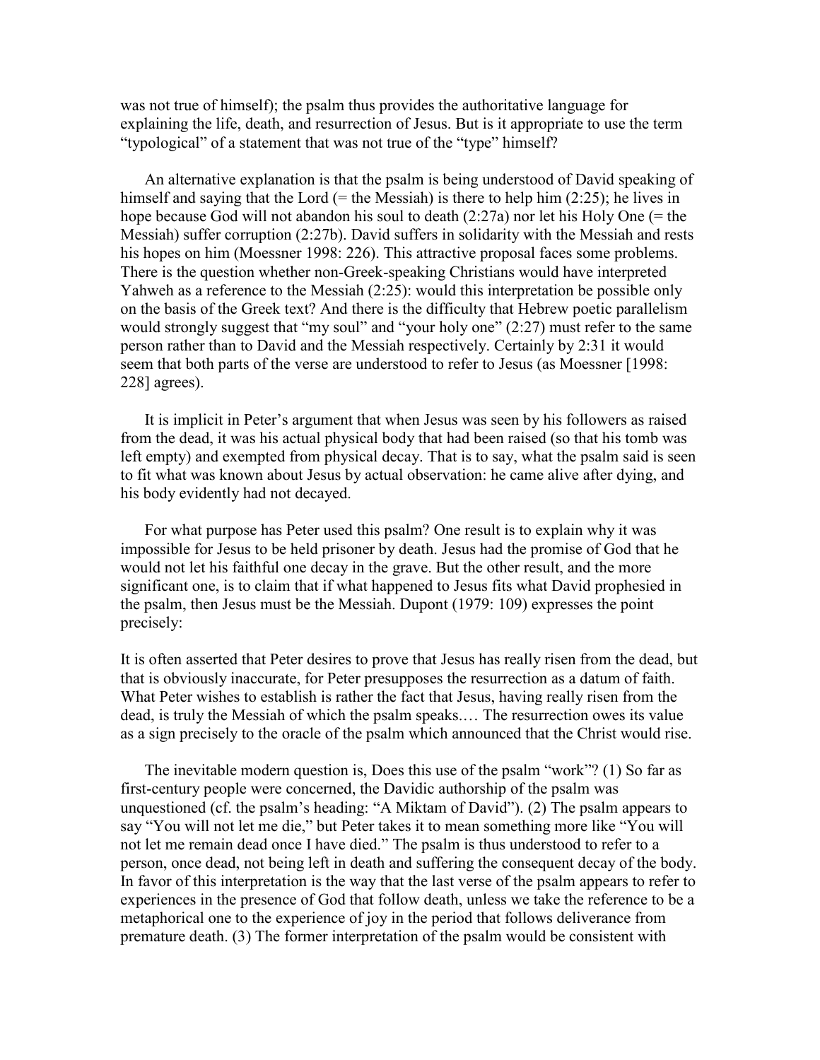was not true of himself); the psalm thus provides the authoritative language for explaining the life, death, and resurrection of Jesus. But is it appropriate to use the term "typological" of a statement that was not true of the "type" himself?

An alternative explanation is that the psalm is being understood of David speaking of himself and saying that the Lord (= the Messiah) is there to help him (2:25); he lives in hope because God will not abandon his soul to death (2:27a) nor let his Holy One (= the Messiah) suffer corruption (2:27b). David suffers in solidarity with the Messiah and rests his hopes on him (Moessner 1998: 226). This attractive proposal faces some problems. There is the question whether non-Greek-speaking Christians would have interpreted Yahweh as a reference to the Messiah (2:25): would this interpretation be possible only on the basis of the Greek text? And there is the difficulty that Hebrew poetic parallelism would strongly suggest that "my soul" and "your holy one" (2:27) must refer to the same person rather than to David and the Messiah respectively. Certainly by 2:31 it would seem that both parts of the verse are understood to refer to Jesus (as Moessner [1998: 228] agrees).

It is implicit in Peter's argument that when Jesus was seen by his followers as raised from the dead, it was his actual physical body that had been raised (so that his tomb was left empty) and exempted from physical decay. That is to say, what the psalm said is seen to fit what was known about Jesus by actual observation: he came alive after dying, and his body evidently had not decayed.

For what purpose has Peter used this psalm? One result is to explain why it was impossible for Jesus to be held prisoner by death. Jesus had the promise of God that he would not let his faithful one decay in the grave. But the other result, and the more significant one, is to claim that if what happened to Jesus fits what David prophesied in the psalm, then Jesus must be the Messiah. Dupont (1979: 109) expresses the point precisely:

> It is often asserted that Peter desires to prove that Jesus has really risen from the dead, but that is obviously inaccurate, for Peter presupposes the resurrection as a datum of faith. What Peter wishes to establish is rather the fact that Jesus, having really risen from the dead, is truly the Messiah of which the psalm speaks.… The resurrection owes its value as a sign precisely to the oracle of the psalm which announced that the Christ would rise.

The inevitable modern question is, Does this use of the psalm "work"? (1) So far as first-century people were concerned, the Davidic authorship of the psalm was unquestioned (cf. the psalm's heading: "A Miktam of David"). (2) The psalm appears to say "You will not let me die," but Peter takes it to mean something more like "You will not let me remain dead once I have died." The psalm is thus understood to refer to a person, once dead, not being left in death and suffering the consequent decay of the body. In favor of this interpretation is the way that the last verse of the psalm appears to refer to experiences in the presence of God that follow death, unless we take the reference to be a metaphorical one to the experience of joy in the period that follows deliverance from premature death. (3) The former interpretation of the psalm would be consistent with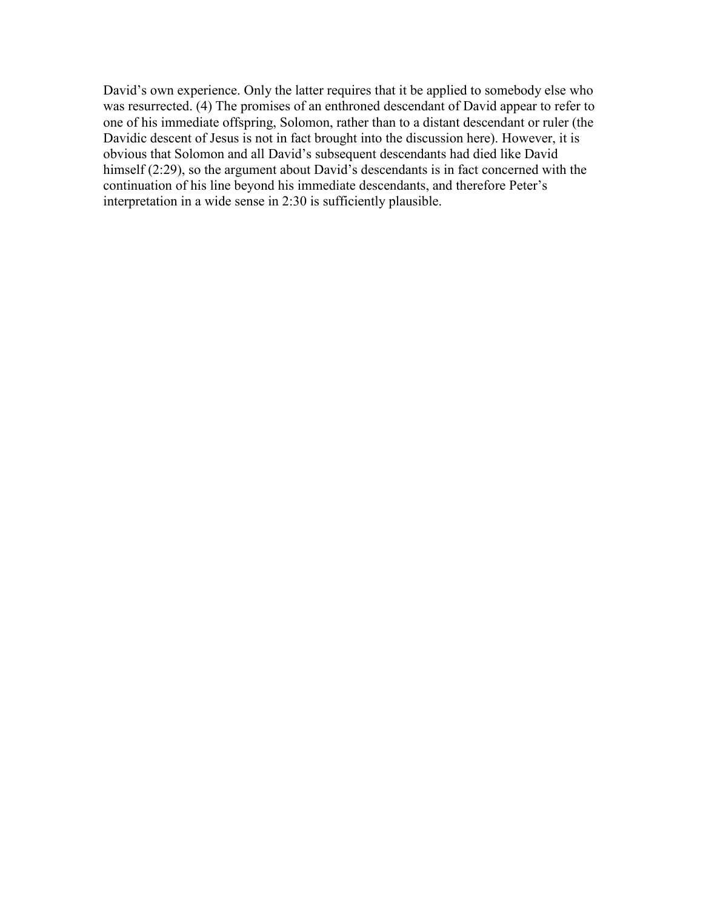David's own experience. Only the latter requires that it be applied to somebody else who was resurrected. (4) The promises of an enthroned descendant of David appear to refer to one of his immediate offspring, Solomon, rather than to a distant descendant or ruler (the Davidic descent of Jesus is not in fact brought into the discussion here). However, it is obvious that Solomon and all David's subsequent descendants had died like David himself (2:29), so the argument about David's descendants is in fact concerned with the continuation of his line beyond his immediate descendants, and therefore Peter's interpretation in a wide sense in 2:30 is sufficiently plausible.